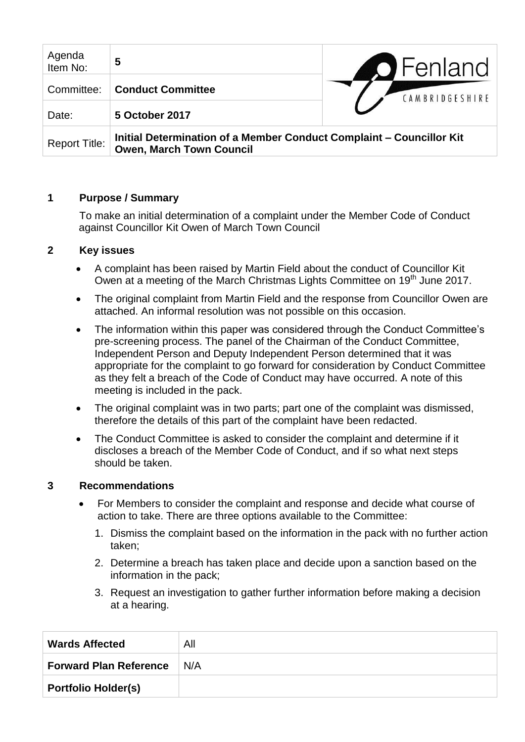| Agenda Item No: | 5 | Fenland CAMBRIDGESHIRE |
|---|---|---|
| Committee: | **Conduct Committee** | |
| Date: | **5 October 2017** | |
| Report Title: | **Initial Determination of a Member Conduct Complaint – Councillor Kit Owen, March Town Council** | |

## 1 Purpose / Summary

To make an initial determination of a complaint under the Member Code of Conduct against Councillor Kit Owen of March Town Council

## 2 Key issues

- A complaint has been raised by Martin Field about the conduct of Councillor Kit Owen at a meeting of the March Christmas Lights Committee on 19th June 2017.
- The original complaint from Martin Field and the response from Councillor Owen are attached. An informal resolution was not possible on this occasion.
- The information within this paper was considered through the Conduct Committee's pre-screening process. The panel of the Chairman of the Conduct Committee, Independent Person and Deputy Independent Person determined that it was appropriate for the complaint to go forward for consideration by Conduct Committee as they felt a breach of the Code of Conduct may have occurred. A note of this meeting is included in the pack.
- The original complaint was in two parts; part one of the complaint was dismissed, therefore the details of this part of the complaint have been redacted.
- The Conduct Committee is asked to consider the complaint and determine if it discloses a breach of the Member Code of Conduct, and if so what next steps should be taken.

## 3 Recommendations

- For Members to consider the complaint and response and decide what course of action to take. There are three options available to the Committee:
  1. Dismiss the complaint based on the information in the pack with no further action taken;
  2. Determine a breach has taken place and decide upon a sanction based on the information in the pack;
  3. Request an investigation to gather further information before making a decision at a hearing.

| **Wards Affected** | All |
|---|---|
| **Forward Plan Reference** | N/A |
| **Portfolio Holder(s)** | |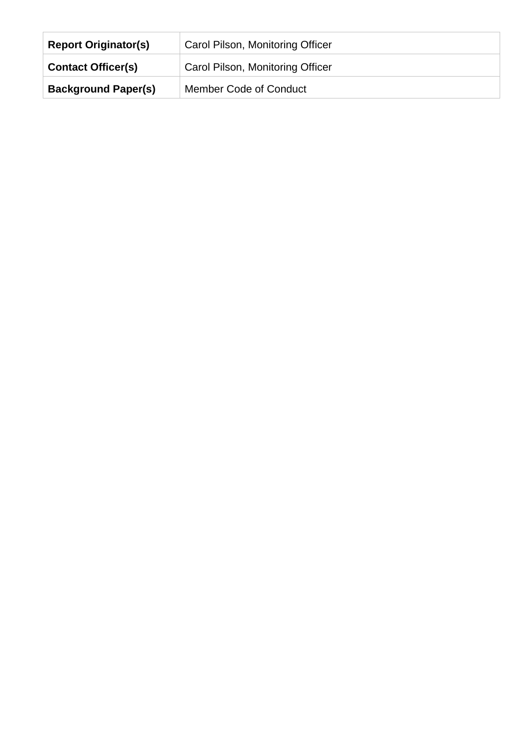| | |
|---|---|
| **Report Originator(s)** | Carol Pilson, Monitoring Officer |
| **Contact Officer(s)** | Carol Pilson, Monitoring Officer |
| **Background Paper(s)** | Member Code of Conduct |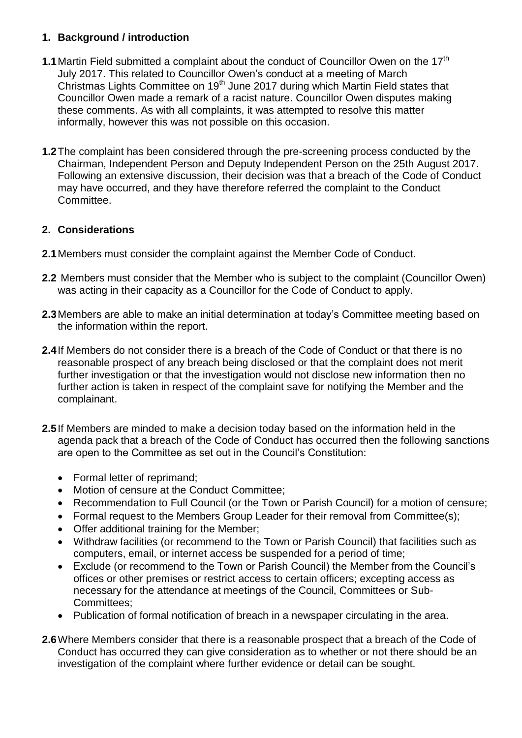## 1. Background / introduction

**1.1** Martin Field submitted a complaint about the conduct of Councillor Owen on the 17th July 2017. This related to Councillor Owen's conduct at a meeting of March Christmas Lights Committee on 19th June 2017 during which Martin Field states that Councillor Owen made a remark of a racist nature. Councillor Owen disputes making these comments. As with all complaints, it was attempted to resolve this matter informally, however this was not possible on this occasion.

**1.2** The complaint has been considered through the pre-screening process conducted by the Chairman, Independent Person and Deputy Independent Person on the 25th August 2017. Following an extensive discussion, their decision was that a breach of the Code of Conduct may have occurred, and they have therefore referred the complaint to the Conduct Committee.

## 2. Considerations

**2.1** Members must consider the complaint against the Member Code of Conduct.

**2.2** Members must consider that the Member who is subject to the complaint (Councillor Owen) was acting in their capacity as a Councillor for the Code of Conduct to apply.

**2.3** Members are able to make an initial determination at today's Committee meeting based on the information within the report.

**2.4** If Members do not consider there is a breach of the Code of Conduct or that there is no reasonable prospect of any breach being disclosed or that the complaint does not merit further investigation or that the investigation would not disclose new information then no further action is taken in respect of the complaint save for notifying the Member and the complainant.

**2.5** If Members are minded to make a decision today based on the information held in the agenda pack that a breach of the Code of Conduct has occurred then the following sanctions are open to the Committee as set out in the Council's Constitution:

- Formal letter of reprimand;
- Motion of censure at the Conduct Committee;
- Recommendation to Full Council (or the Town or Parish Council) for a motion of censure;
- Formal request to the Members Group Leader for their removal from Committee(s);
- Offer additional training for the Member;
- Withdraw facilities (or recommend to the Town or Parish Council) that facilities such as computers, email, or internet access be suspended for a period of time;
- Exclude (or recommend to the Town or Parish Council) the Member from the Council's offices or other premises or restrict access to certain officers; excepting access as necessary for the attendance at meetings of the Council, Committees or Sub-Committees;
- Publication of formal notification of breach in a newspaper circulating in the area.

**2.6** Where Members consider that there is a reasonable prospect that a breach of the Code of Conduct has occurred they can give consideration as to whether or not there should be an investigation of the complaint where further evidence or detail can be sought.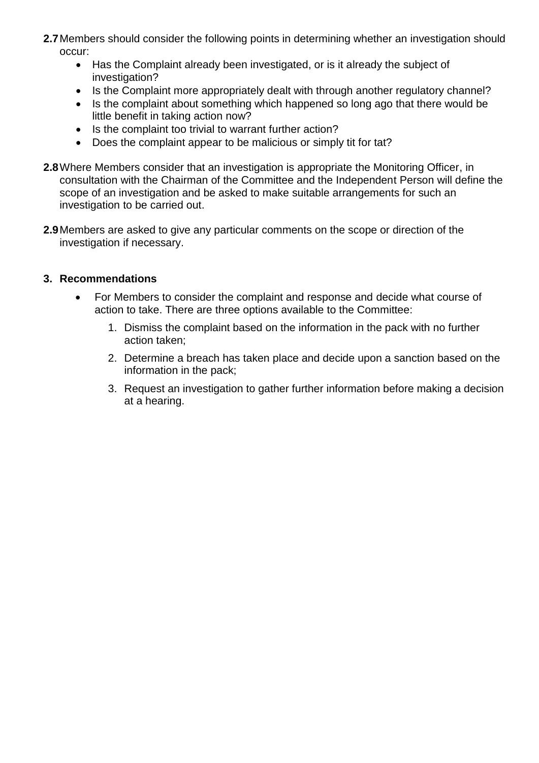**2.7** Members should consider the following points in determining whether an investigation should occur:

- Has the Complaint already been investigated, or is it already the subject of investigation?
- Is the Complaint more appropriately dealt with through another regulatory channel?
- Is the complaint about something which happened so long ago that there would be little benefit in taking action now?
- Is the complaint too trivial to warrant further action?
- Does the complaint appear to be malicious or simply tit for tat?

**2.8** Where Members consider that an investigation is appropriate the Monitoring Officer, in consultation with the Chairman of the Committee and the Independent Person will define the scope of an investigation and be asked to make suitable arrangements for such an investigation to be carried out.

**2.9** Members are asked to give any particular comments on the scope or direction of the investigation if necessary.

## 3. Recommendations

- For Members to consider the complaint and response and decide what course of action to take. There are three options available to the Committee:

  1. Dismiss the complaint based on the information in the pack with no further action taken;

  2. Determine a breach has taken place and decide upon a sanction based on the information in the pack;

  3. Request an investigation to gather further information before making a decision at a hearing.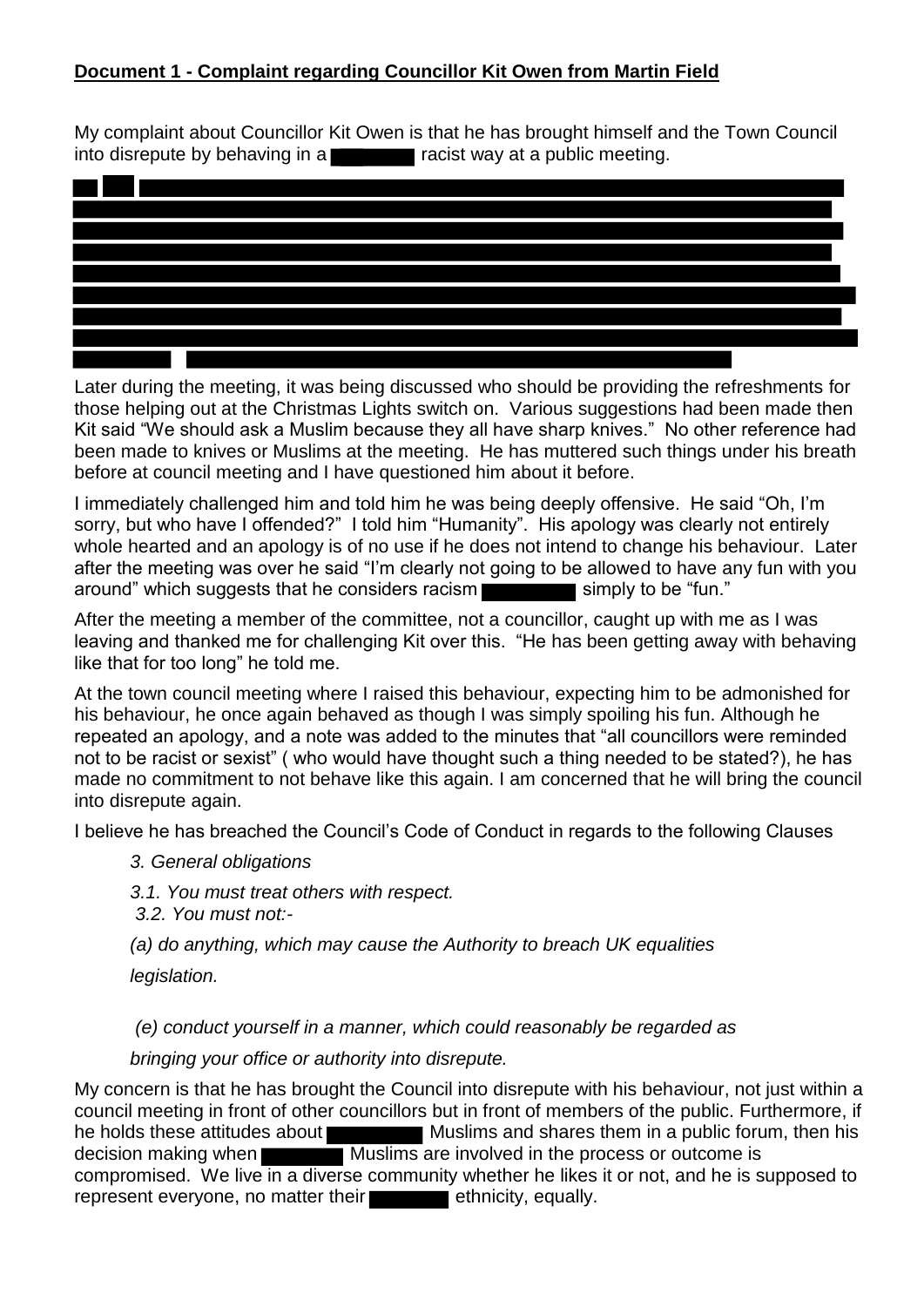**Document 1 - Complaint regarding Councillor Kit Owen from Martin Field**

My complaint about Councillor Kit Owen is that he has brought himself and the Town Council into disrepute by behaving in a racist way at a public meeting.

Later during the meeting, it was being discussed who should be providing the refreshments for those helping out at the Christmas Lights switch on. Various suggestions had been made then Kit said "We should ask a Muslim because they all have sharp knives." No other reference had been made to knives or Muslims at the meeting. He has muttered such things under his breath before at council meeting and I have questioned him about it before.

I immediately challenged him and told him he was being deeply offensive. He said "Oh, I'm sorry, but who have I offended?" I told him "Humanity". His apology was clearly not entirely whole hearted and an apology is of no use if he does not intend to change his behaviour. Later after the meeting was over he said "I'm clearly not going to be allowed to have any fun with you around" which suggests that he considers racism simply to be "fun."

After the meeting a member of the committee, not a councillor, caught up with me as I was leaving and thanked me for challenging Kit over this. "He has been getting away with behaving like that for too long" he told me.

At the town council meeting where I raised this behaviour, expecting him to be admonished for his behaviour, he once again behaved as though I was simply spoiling his fun. Although he repeated an apology, and a note was added to the minutes that "all councillors were reminded not to be racist or sexist" ( who would have thought such a thing needed to be stated?), he has made no commitment to not behave like this again. I am concerned that he will bring the council into disrepute again.

I believe he has breached the Council's Code of Conduct in regards to the following Clauses

*3. General obligations*

*3.1. You must treat others with respect.*

*3.2. You must not:-*

*(a) do anything, which may cause the Authority to breach UK equalities legislation.*

*(e) conduct yourself in a manner, which could reasonably be regarded as bringing your office or authority into disrepute.*

My concern is that he has brought the Council into disrepute with his behaviour, not just within a council meeting in front of other councillors but in front of members of the public. Furthermore, if he holds these attitudes about Muslims and shares them in a public forum, then his decision making when Muslims are involved in the process or outcome is compromised. We live in a diverse community whether he likes it or not, and he is supposed to represent everyone, no matter their ethnicity, equally.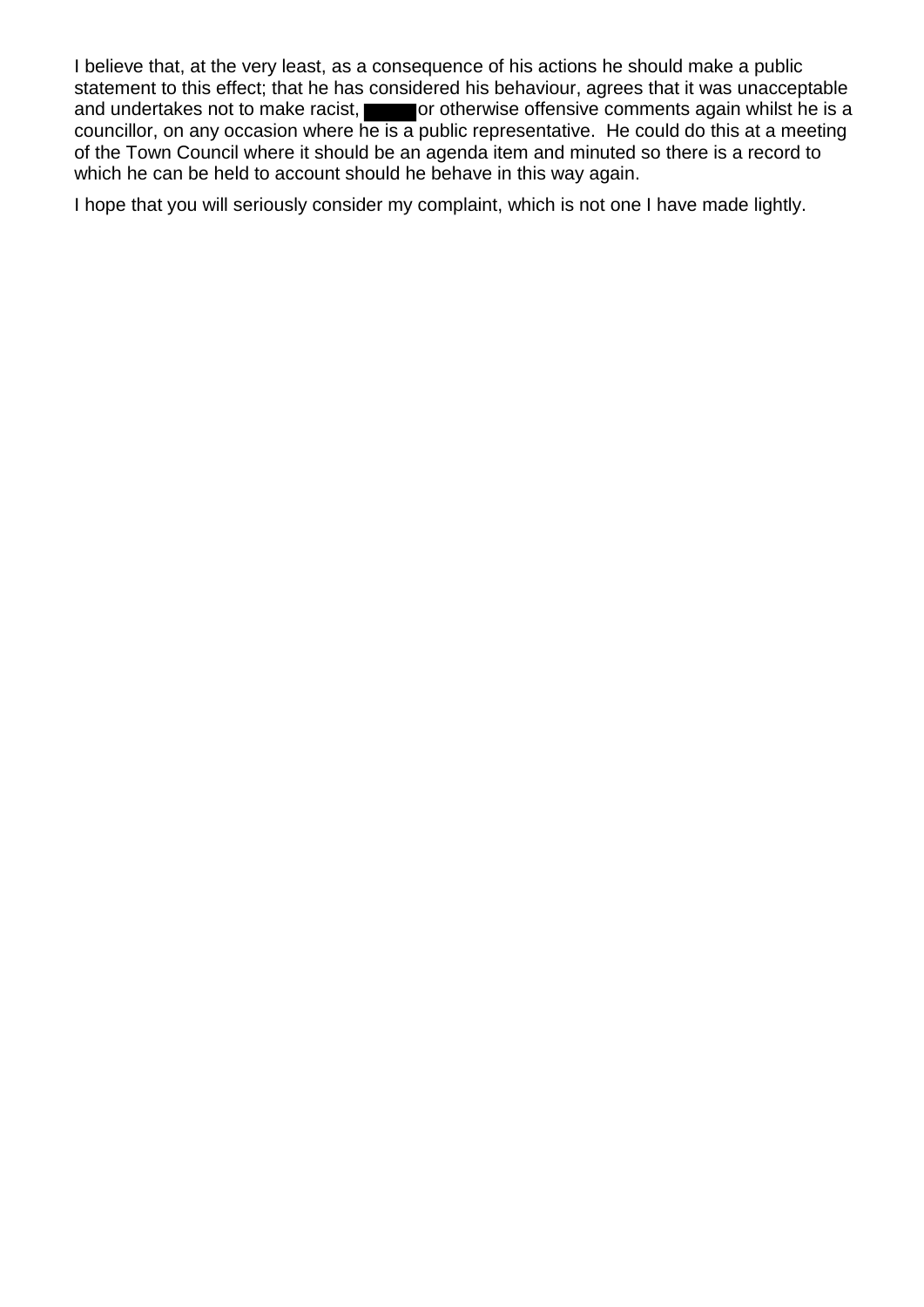I believe that, at the very least, as a consequence of his actions he should make a public statement to this effect; that he has considered his behaviour, agrees that it was unacceptable and undertakes not to make racist, ████ or otherwise offensive comments again whilst he is a councillor, on any occasion where he is a public representative. He could do this at a meeting of the Town Council where it should be an agenda item and minuted so there is a record to which he can be held to account should he behave in this way again.

I hope that you will seriously consider my complaint, which is not one I have made lightly.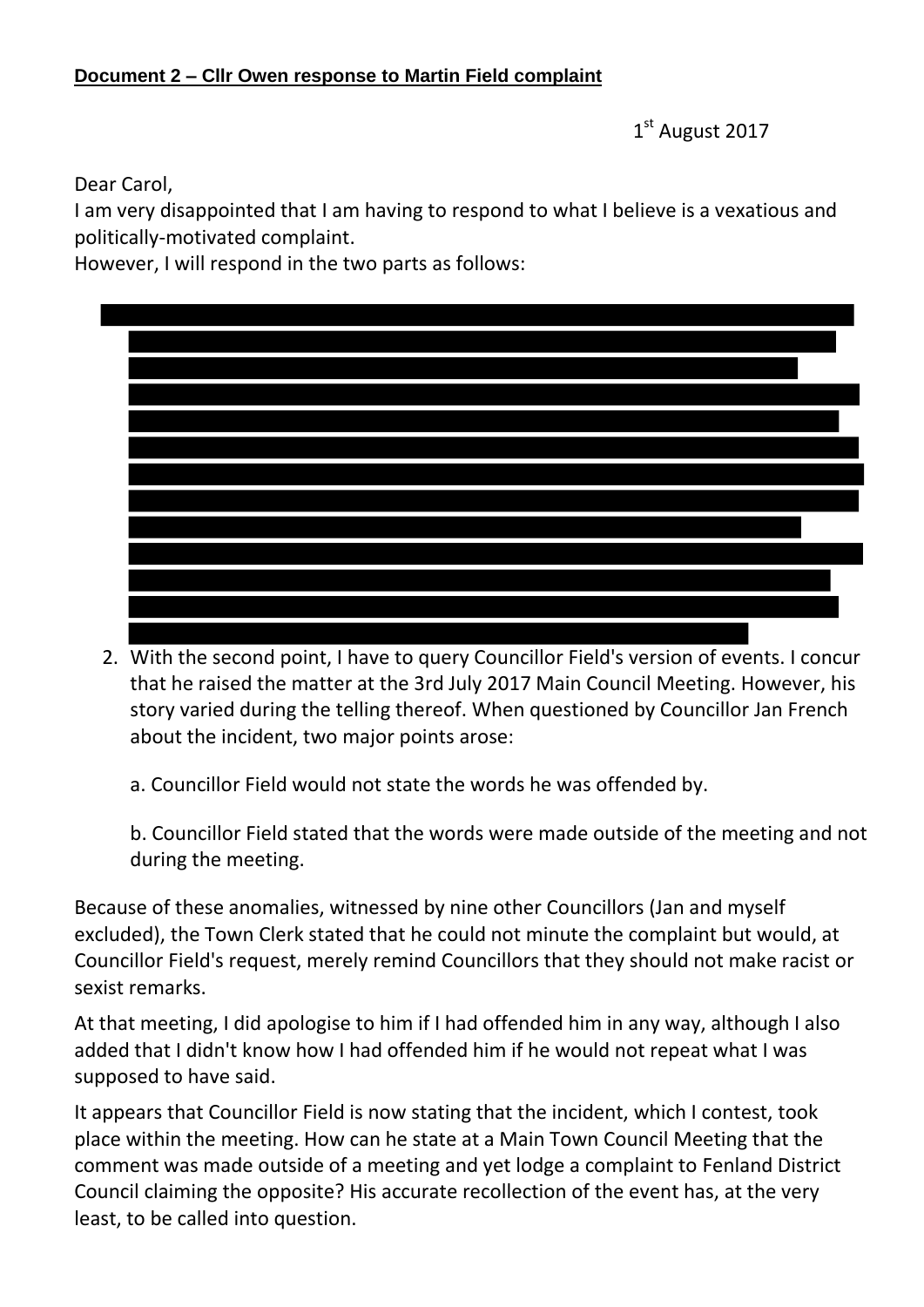**Document 2 – Cllr Owen response to Martin Field complaint**

1st August 2017

Dear Carol,

I am very disappointed that I am having to respond to what I believe is a vexatious and politically-motivated complaint.

However, I will respond in the two parts as follows:

2. With the second point, I have to query Councillor Field's version of events. I concur that he raised the matter at the 3rd July 2017 Main Council Meeting. However, his story varied during the telling thereof. When questioned by Councillor Jan French about the incident, two major points arose:

   a. Councillor Field would not state the words he was offended by.

   b. Councillor Field stated that the words were made outside of the meeting and not during the meeting.

Because of these anomalies, witnessed by nine other Councillors (Jan and myself excluded), the Town Clerk stated that he could not minute the complaint but would, at Councillor Field's request, merely remind Councillors that they should not make racist or sexist remarks.

At that meeting, I did apologise to him if I had offended him in any way, although I also added that I didn't know how I had offended him if he would not repeat what I was supposed to have said.

It appears that Councillor Field is now stating that the incident, which I contest, took place within the meeting. How can he state at a Main Town Council Meeting that the comment was made outside of a meeting and yet lodge a complaint to Fenland District Council claiming the opposite? His accurate recollection of the event has, at the very least, to be called into question.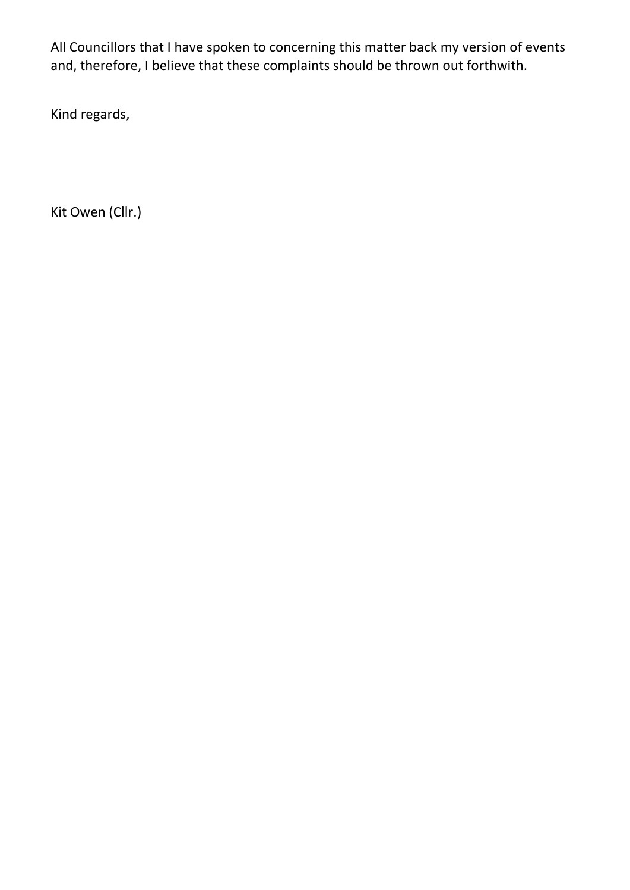All Councillors that I have spoken to concerning this matter back my version of events and, therefore, I believe that these complaints should be thrown out forthwith.

Kind regards,

Kit Owen (Cllr.)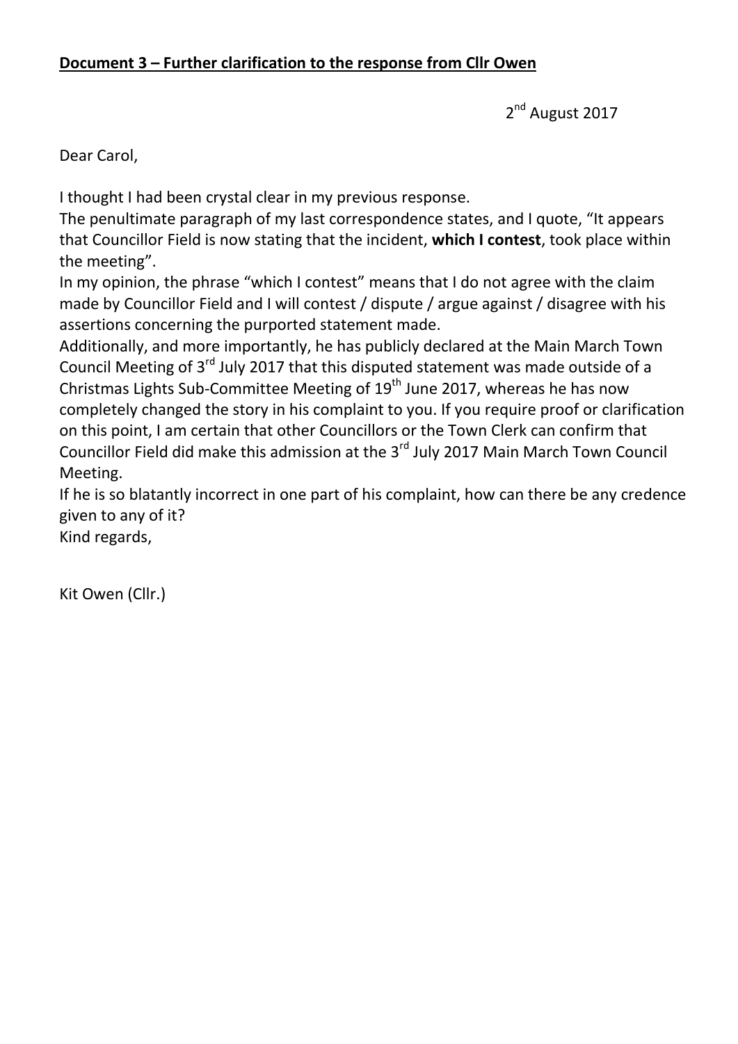**Document 3 – Further clarification to the response from Cllr Owen**

2nd August 2017

Dear Carol,

I thought I had been crystal clear in my previous response.

The penultimate paragraph of my last correspondence states, and I quote, "It appears that Councillor Field is now stating that the incident, **which I contest**, took place within the meeting".

In my opinion, the phrase "which I contest" means that I do not agree with the claim made by Councillor Field and I will contest / dispute / argue against / disagree with his assertions concerning the purported statement made.

Additionally, and more importantly, he has publicly declared at the Main March Town Council Meeting of 3rd July 2017 that this disputed statement was made outside of a Christmas Lights Sub-Committee Meeting of 19th June 2017, whereas he has now completely changed the story in his complaint to you. If you require proof or clarification on this point, I am certain that other Councillors or the Town Clerk can confirm that Councillor Field did make this admission at the 3rd July 2017 Main March Town Council Meeting.

If he is so blatantly incorrect in one part of his complaint, how can there be any credence given to any of it?

Kind regards,

Kit Owen (Cllr.)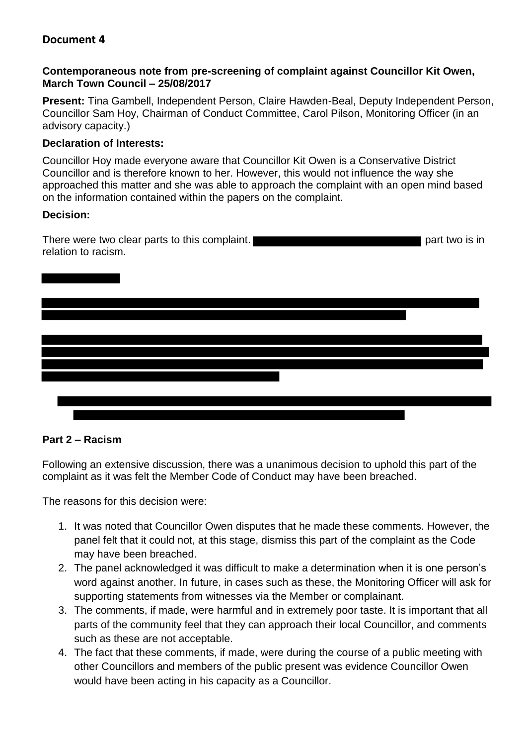## Document 4

**Contemporaneous note from pre-screening of complaint against Councillor Kit Owen, March Town Council – 25/08/2017**

**Present:** Tina Gambell, Independent Person, Claire Hawden-Beal, Deputy Independent Person, Councillor Sam Hoy, Chairman of Conduct Committee, Carol Pilson, Monitoring Officer (in an advisory capacity.)

**Declaration of Interests:**

Councillor Hoy made everyone aware that Councillor Kit Owen is a Conservative District Councillor and is therefore known to her. However, this would not influence the way she approached this matter and she was able to approach the complaint with an open mind based on the information contained within the papers on the complaint.

**Decision:**

There were two clear parts to this complaint. [REDACTED] part two is in relation to racism.

[REDACTED]

[REDACTED]

[REDACTED]

[REDACTED]

**Part 2 – Racism**

Following an extensive discussion, there was a unanimous decision to uphold this part of the complaint as it was felt the Member Code of Conduct may have been breached.

The reasons for this decision were:

1. It was noted that Councillor Owen disputes that he made these comments. However, the panel felt that it could not, at this stage, dismiss this part of the complaint as the Code may have been breached.
2. The panel acknowledged it was difficult to make a determination when it is one person's word against another. In future, in cases such as these, the Monitoring Officer will ask for supporting statements from witnesses via the Member or complainant.
3. The comments, if made, were harmful and in extremely poor taste. It is important that all parts of the community feel that they can approach their local Councillor, and comments such as these are not acceptable.
4. The fact that these comments, if made, were during the course of a public meeting with other Councillors and members of the public present was evidence Councillor Owen would have been acting in his capacity as a Councillor.